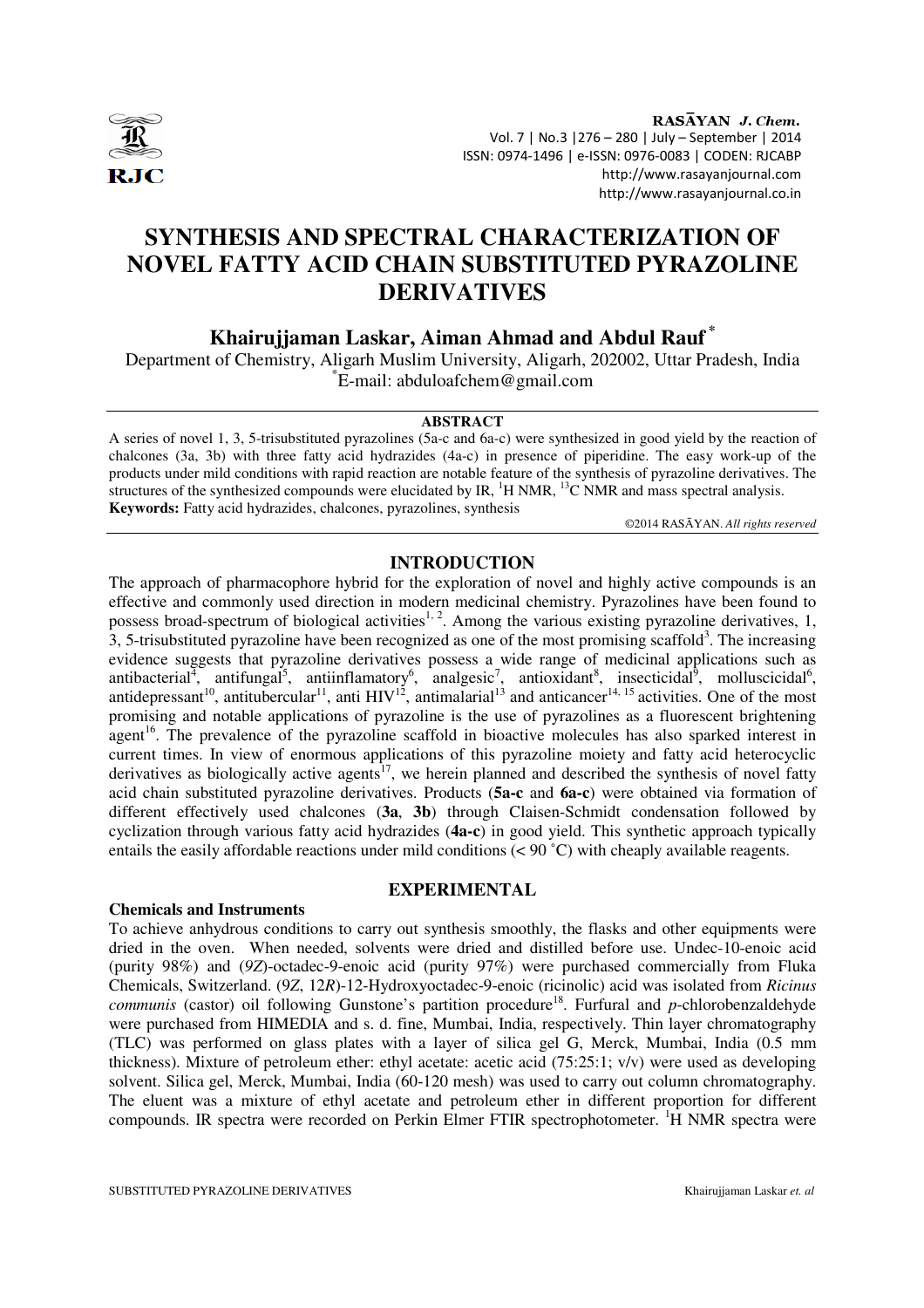# SYNTHESIS AND SPECTRAL CHARACTERIZATION OF NOVEL FATTY ACID CHAIN SUBSTITUTED PYRAZOLINE DERIVATIVES

**Khairujjaman Laskar, Aiman Ahmad and Abdul Rauf [*]**

Department of Chemistry, Aligarh Muslim University, Aligarh, 202002, Uttar Pradesh, India

[*]E-mail: abduloafchem@gmail.com

## ABSTRACT

A series of novel 1, 3, 5-trisubstituted pyrazolines (5a-c and 6a-c) were synthesized in good yield by the reaction of chalcones (3a, 3b) with three fatty acid hydrazides (4a-c) in presence of piperidine. The easy work-up of the products under mild conditions with rapid reaction are notable feature of the synthesis of pyrazoline derivatives. The structures of the synthesized compounds were elucidated by IR, $^1$H NMR, $^{13}$C NMR and mass spectral analysis.

**Keywords:** Fatty acid hydrazides, chalcones, pyrazolines, synthesis

©2014 RASĀYAN. *All rights reserved*

## INTRODUCTION

The approach of pharmacophore hybrid for the exploration of novel and highly active compounds is an effective and commonly used direction in modern medicinal chemistry. Pyrazolines have been found to possess broad-spectrum of biological activities[1, 2]. Among the various existing pyrazoline derivatives, 1, 3, 5-trisubstituted pyrazoline have been recognized as one of the most promising scaffold[3]. The increasing evidence suggests that pyrazoline derivatives possess a wide range of medicinal applications such as antibacterial[4], antifungal[5], antiinflamatory[6], analgesic[7], antioxidant[8], insecticidal[9], molluscicidal[6], antidepressant[10], antitubercular[11], anti HIV[12], antimalarial[13] and anticancer[14, 15] activities. One of the most promising and notable applications of pyrazoline is the use of pyrazolines as a fluorescent brightening agent[16]. The prevalence of the pyrazoline scaffold in bioactive molecules has also sparked interest in current times. In view of enormous applications of this pyrazoline moiety and fatty acid heterocyclic derivatives as biologically active agents[17], we herein planned and described the synthesis of novel fatty acid chain substituted pyrazoline derivatives. Products (**5a-c** and **6a-c**) were obtained via formation of different effectively used chalcones (**3a**, **3b**) through Claisen-Schmidt condensation followed by cyclization through various fatty acid hydrazides (**4a-c**) in good yield. This synthetic approach typically entails the easily affordable reactions under mild conditions (< 90 ˚C) with cheaply available reagents.

## EXPERIMENTAL

### Chemicals and Instruments

To achieve anhydrous conditions to carry out synthesis smoothly, the flasks and other equipments were dried in the oven. When needed, solvents were dried and distilled before use. Undec-10-enoic acid (purity 98%) and (*9Z*)-octadec-9-enoic acid (purity 97%) were purchased commercially from Fluka Chemicals, Switzerland. (9*Z*, 12*R*)-12-Hydroxyoctadec-9-enoic (ricinolic) acid was isolated from *Ricinus communis* (castor) oil following Gunstone's partition procedure[18]. Furfural and *p*-chlorobenzaldehyde were purchased from HIMEDIA and s. d. fine, Mumbai, India, respectively. Thin layer chromatography (TLC) was performed on glass plates with a layer of silica gel G, Merck, Mumbai, India (0.5 mm thickness). Mixture of petroleum ether: ethyl acetate: acetic acid (75:25:1; v/v) were used as developing solvent. Silica gel, Merck, Mumbai, India (60-120 mesh) was used to carry out column chromatography. The eluent was a mixture of ethyl acetate and petroleum ether in different proportion for different compounds. IR spectra were recorded on Perkin Elmer FTIR spectrophotometer. $^1$H NMR spectra were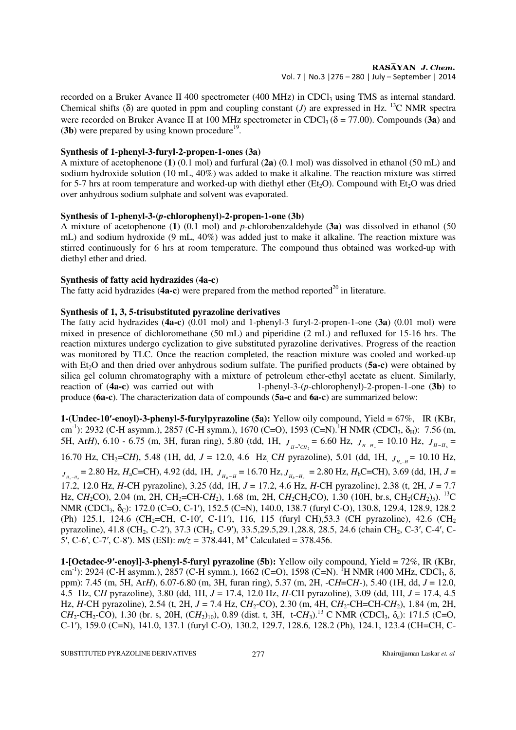recorded on a Bruker Avance II 400 spectrometer (400 MHz) in $CDCl_3$ using TMS as internal standard. Chemical shifts (δ) are quoted in ppm and coupling constant ($J$) are expressed in Hz. $^{13}C$ NMR spectra were recorded on Bruker Avance II at 100 MHz spectrometer in $CDCl_3$ (δ = 77.00). Compounds (**3a**) and (**3b**) were prepared by using known procedure[19].

**Synthesis of 1-phenyl-3-furyl-2-propen-1-ones (3a)**

A mixture of acetophenone (**1**) (0.1 mol) and furfural (**2a**) (0.1 mol) was dissolved in ethanol (50 mL) and sodium hydroxide solution (10 mL, 40%) was added to make it alkaline. The reaction mixture was stirred for 5-7 hrs at room temperature and worked-up with diethyl ether ($Et_2O$). Compound with $Et_2O$ was dried over anhydrous sodium sulphate and solvent was evaporated.

**Synthesis of 1-phenyl-3-(*p*-chlorophenyl)-2-propen-1-one (3b)**

A mixture of acetophenone (**1**) (0.1 mol) and *p*-chlorobenzaldehyde (**3a**) was dissolved in ethanol (50 mL) and sodium hydroxide (9 mL, 40%) was added just to make it alkaline. The reaction mixture was stirred continuously for 6 hrs at room temperature. The compound thus obtained was worked-up with diethyl ether and dried.

**Synthesis of fatty acid hydrazides (4a-c)**

The fatty acid hydrazides (**4a-c**) were prepared from the method reported[20] in literature.

**Synthesis of 1, 3, 5-trisubstituted pyrazoline derivatives**

The fatty acid hydrazides (**4a-c**) (0.01 mol) and 1-phenyl-3 furyl-2-propen-1-one (**3a**) (0.01 mol) were mixed in presence of dichloromethane (50 mL) and piperidine (2 mL) and refluxed for 15-16 hrs. The reaction mixtures undergo cyclization to give substituted pyrazoline derivatives. Progress of the reaction was monitored by TLC. Once the reaction completed, the reaction mixture was cooled and worked-up with $Et_2O$ and then dried over anhydrous sodium sulfate. The purified products (**5a-c)** were obtained by silica gel column chromatography with a mixture of petroleum ether-ethyl acetate as eluent. Similarly, reaction of (**4a-c**) was carried out with 1-phenyl-3-(*p*-chlorophenyl)-2-propen-1-one (**3b**) to produce (**6a-c**). The characterization data of compounds (**5a-c** and **6a-c**) are summarized below:

**1-(Undec-10′-enoyl)-3-phenyl-5-furylpyrazoline (5a):** Yellow oily compound, Yield = 67%, IR (KBr, $cm^{-1}$): 2932 (C-H asymm.), 2857 (C-H symm.), 1670 (C=O), 1593 (C=N). $^1H$ NMR ($CDCl_3$, $\delta_H$): 7.56 (m, 5H, Ar*H*), 6.10 - 6.75 (m, 3H, furan ring), 5.80 (tdd, 1H, $J_{H-^9CH_2}$ = 6.60 Hz, $J_{H-H_a}$ = 10.10 Hz, $J_{H-H_b}$ = 16.70 Hz, $CH_2$=C*H*), 5.48 (1H, dd, $J$ = 12.0, 4.6 Hz, C*H* pyrazoline), 5.01 (dd, 1H, $J_{H_a-H}$ = 10.10 Hz, $J_{H_a-H_b}$ = 2.80 Hz, $H_a$C=CH), 4.92 (dd, 1H, $J_{H_b-H}$ = 16.70 Hz, $J_{H_b-H_a}$ = 2.80 Hz, $H_b$C=CH), 3.69 (dd, 1H, $J$ = 17.2, 12.0 Hz, *H*-CH pyrazoline), 3.25 (dd, 1H, $J$ = 17.2, 4.6 Hz, *H*-CH pyrazoline), 2.38 (t, 2H, $J$ = 7.7 Hz, C$H_2$CO), 2.04 (m, 2H, $CH_2$=CH-C$H_2$), 1.68 (m, 2H, C$H_2$$CH_2$CO), 1.30 (10H, br.s, $CH_2$(C$H_2$)$_5$). $^{13}C$ NMR ($CDCl_3$, $\delta_C$): 172.0 (C=O, C-1′), 152.5 (C=N), 140.0, 138.7 (furyl C-O), 130.8, 129.4, 128.9, 128.2 (Ph) 125.1, 124.6 ($CH_2$=CH, C-10′, C-11′), 116, 115 (furyl CH), 53.3 (CH pyrazoline), 42.6 ($CH_2$ pyrazoline), 41.8 ($CH_2$, C-2′), 37.3 ($CH_2$, C-9′), 33.5, 29.5, 29.1, 28.8, 28.5, 24.6 (chain $CH_2$, C-3′, C-4′, C-5′, C-6′, C-7′, C-8′). MS (ESI): $m/z$ = 378.441, $M^+$ Calculated = 378.456.

**1-[Octadec-9′-enoyl]-3-phenyl-5-furyl pyrazoline (5b):** Yellow oily compound, Yield = 72%, IR (KBr, $cm^{-1}$): 2924 (C-H asymm.), 2857 (C-H symm.), 1662 (C=O), 1598 (C=N). $^1H$ NMR (400 MHz, $CDCl_3$, δ, ppm): 7.45 (m, 5H, Ar*H*), 6.07-6.80 (m, 3H, furan ring), 5.37 (m, 2H, -C*H*=C*H*-), 5.40 (1H, dd, $J$ = 12.0, 4.5 Hz, C*H* pyrazoline), 3.80 (dd, 1H, $J$ = 17.4, 12.0 Hz, *H*-CH pyrazoline), 3.09 (dd, 1H, $J$ = 17.4, 4.5 Hz, *H*-CH pyrazoline), 2.54 (t, 2H, $J$ = 7.4 Hz, C$H_2$-CO), 2.30 (m, 4H, C$H_2$-CH=CH-C$H_2$), 1.84 (m, 2H, C$H_2$-$CH_2$-CO), 1.30 (br. s, 20H, (C$H_2$)$_{10}$), 0.89 (dist. t, 3H, t-C$H_3$). $^{13}C$ NMR ($CDCl_3$, $\delta_c$): 171.5 (C=O, C-1′), 159.0 (C=N), 141.0, 137.1 (furyl C-O), 130.2, 129.7, 128.6, 128.2 (Ph), 124.1, 123.4 (CH=CH, C-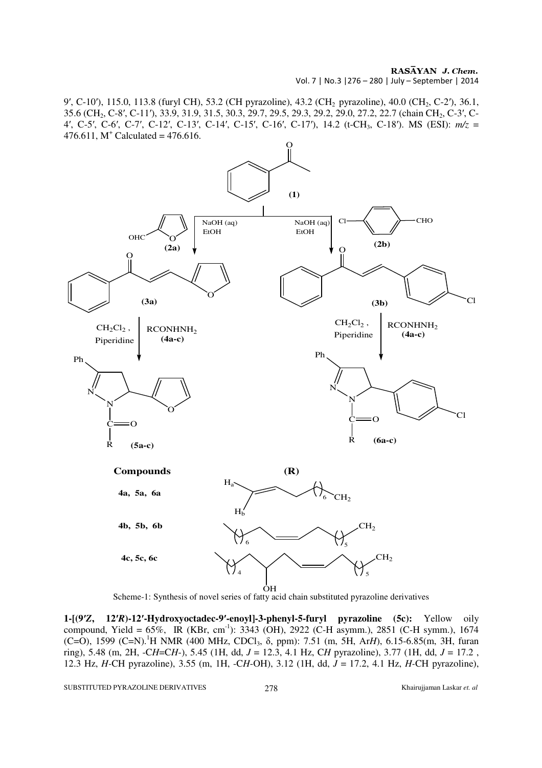9′, C-10′), 115.0, 113.8 (furyl CH), 53.2 (CH pyrazoline), 43.2 ($CH_2$ pyrazoline), 40.0 ($CH_2$, C-2′), 36.1, 35.6 ($CH_2$, C-8′, C-11′), 33.9, 31.9, 31.5, 30.3, 29.7, 29.5, 29.3, 29.2, 29.0, 27.2, 22.7 (chain $CH_2$, C-3′, C-4′, C-5′, C-6′, C-7′, C-12′, C-13′, C-14′, C-15′, C-16′, C-17′), 14.2 (t-$CH_3$, C-18′). MS (ESI): $m/z$ = 476.611, $M^+$ Calculated = 476.616.

Scheme-1: Synthesis of novel series of fatty acid chain substituted pyrazoline derivatives

**1-[(9′Z, 12′R)-12′-Hydroxyoctadec-9′-enoyl]-3-phenyl-5-furyl pyrazoline (5c):** Yellow oily compound, Yield = 65%, IR (KBr, $cm^{-1}$): 3343 (OH), 2922 (C-H asymm.), 2851 (C-H symm.), 1674 (C=O), 1599 (C=N).[1]H NMR (400 MHz, $CDCl_3$, δ, ppm): 7.51 (m, 5H, Ar*H*), 6.15-6.85(m, 3H, furan ring), 5.48 (m, 2H, -C*H*=C*H*-), 5.45 (1H, dd, $J$ = 12.3, 4.1 Hz, C*H* pyrazoline), 3.77 (1H, dd, $J$ = 17.2 , 12.3 Hz, *H*-CH pyrazoline), 3.55 (m, 1H, -C*H*-OH), 3.12 (1H, dd, $J$ = 17.2, 4.1 Hz, *H*-CH pyrazoline),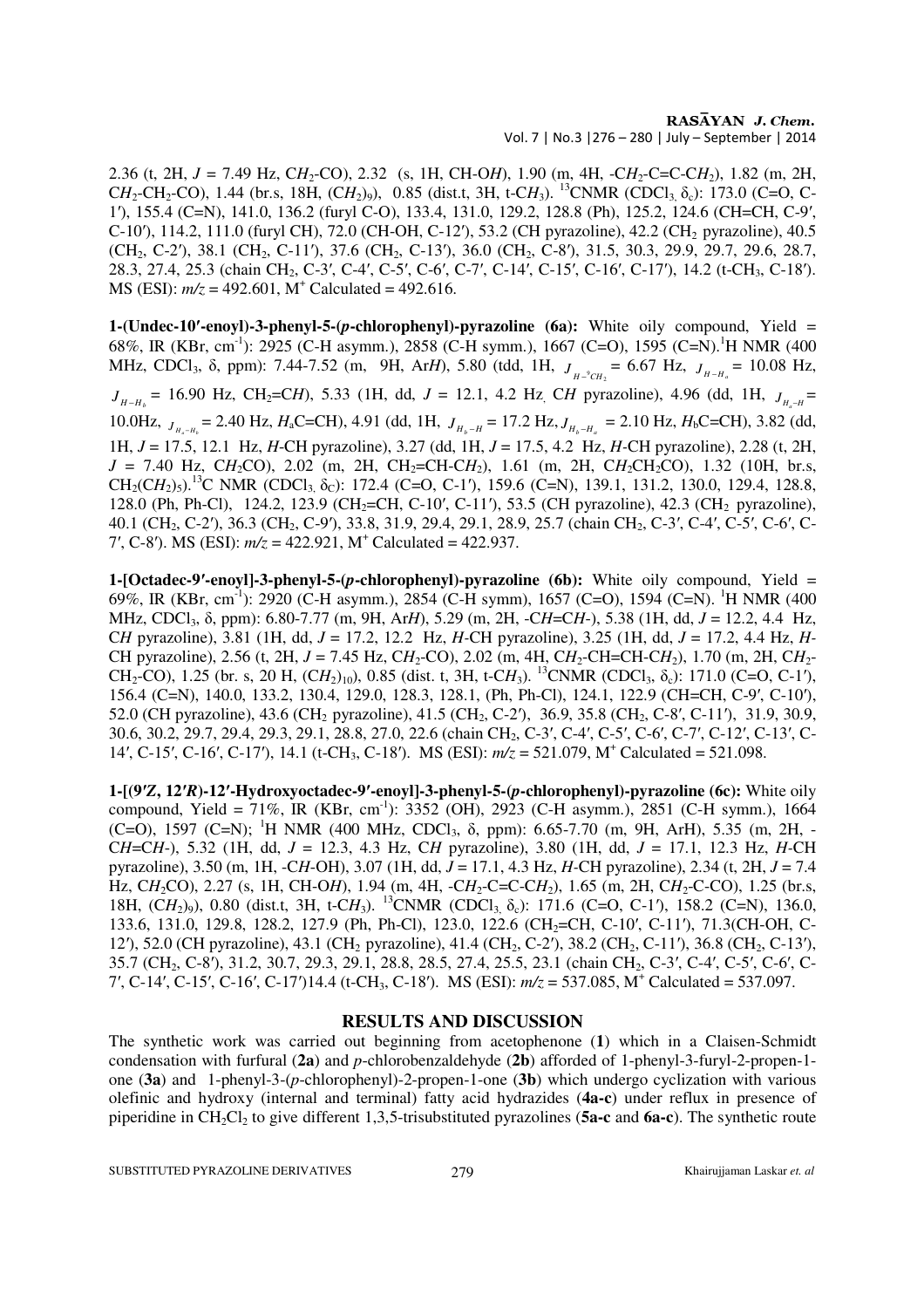2.36 (t, 2H, $J$ = 7.49 Hz, C$H_2$-CO), 2.32 (s, 1H, CH-O$H$), 1.90 (m, 4H, -C$H_2$-C=C-C$H_2$), 1.82 (m, 2H, C$H_2$-CH$_2$-CO), 1.44 (br.s, 18H, (C$H_2$)$_9$), 0.85 (dist.t, 3H, t-C$H_3$). $^{13}$CNMR (CDCl$_3$, $\delta_c$): 173.0 (C=O, C-1′), 155.4 (C=N), 141.0, 136.2 (furyl C-O), 133.4, 131.0, 129.2, 128.8 (Ph), 125.2, 124.6 (CH=CH, C-9′, C-10′), 114.2, 111.0 (furyl CH), 72.0 (CH-OH, C-12′), 53.2 (CH pyrazoline), 42.2 (CH$_2$ pyrazoline), 40.5 (CH$_2$, C-2′), 38.1 (CH$_2$, C-11′), 37.6 (CH$_2$, C-13′), 36.0 (CH$_2$, C-8′), 31.5, 30.3, 29.9, 29.7, 29.6, 28.7, 28.3, 27.4, 25.3 (chain CH$_2$, C-3′, C-4′, C-5′, C-6′, C-7′, C-14′, C-15′, C-16′, C-17′), 14.2 (t-CH$_3$, C-18′). MS (ESI): $m/z$ = 492.601, M$^+$ Calculated = 492.616.

**1-(Undec-10′-enoyl)-3-phenyl-5-(*p*-chlorophenyl)-pyrazoline (6a):** White oily compound, Yield = 68%, IR (KBr, cm$^{-1}$): 2925 (C-H asymm.), 2858 (C-H symm.), 1667 (C=O), 1595 (C=N).$^1$H NMR (400 MHz, CDCl$_3$, δ, ppm): 7.44-7.52 (m, 9H, Ar$H$), 5.80 (tdd, 1H, $J_{H-{}^9CH_2}$ = 6.67 Hz, $J_{H-H_a}$ = 10.08 Hz, $J_{H-H_b}$ = 16.90 Hz, CH$_2$=C$H$), 5.33 (1H, dd, $J$ = 12.1, 4.2 Hz, C$H$ pyrazoline), 4.96 (dd, 1H, $J_{H_a-H}$ = 10.0Hz, $J_{H_a-H_b}$ = 2.40 Hz, $H_a$C=CH), 4.91 (dd, 1H, $J_{H_b-H}$ = 17.2 Hz, $J_{H_b-H_a}$ = 2.10 Hz, $H_b$C=CH), 3.82 (dd, 1H, $J$ = 17.5, 12.1 Hz, $H$-CH pyrazoline), 3.27 (dd, 1H, $J$ = 17.5, 4.2 Hz, $H$-CH pyrazoline), 2.28 (t, 2H, $J$ = 7.40 Hz, C$H_2$CO), 2.02 (m, 2H, CH$_2$=CH-C$H_2$), 1.61 (m, 2H, C$H_2$CH$_2$CO), 1.32 (10H, br.s, CH$_2$(C$H_2$)$_5$).$^{13}$C NMR (CDCl$_3$, $\delta_C$): 172.4 (C=O, C-1′), 159.6 (C=N), 139.1, 131.2, 130.0, 129.4, 128.8, 128.0 (Ph, Ph-Cl), 124.2, 123.9 (CH$_2$=CH, C-10′, C-11′), 53.5 (CH pyrazoline), 42.3 (CH$_2$ pyrazoline), 40.1 (CH$_2$, C-2′), 36.3 (CH$_2$, C-9′), 33.8, 31.9, 29.4, 29.1, 28.9, 25.7 (chain CH$_2$, C-3′, C-4′, C-5′, C-6′, C-7′, C-8′). MS (ESI): $m/z$ = 422.921, M$^+$ Calculated = 422.937.

**1-[Octadec-9′-enoyl]-3-phenyl-5-(*p*-chlorophenyl)-pyrazoline (6b):** White oily compound, Yield = 69%, IR (KBr, cm$^{-1}$): 2920 (C-H asymm.), 2854 (C-H symm), 1657 (C=O), 1594 (C=N). $^1$H NMR (400 MHz, CDCl$_3$, δ, ppm): 6.80-7.77 (m, 9H, Ar$H$), 5.29 (m, 2H, -C$H$=C$H$-), 5.38 (1H, dd, $J$ = 12.2, 4.4 Hz, C$H$ pyrazoline), 3.81 (1H, dd, $J$ = 17.2, 12.2 Hz, $H$-CH pyrazoline), 3.25 (1H, dd, $J$ = 17.2, 4.4 Hz, $H$-CH pyrazoline), 2.56 (t, 2H, $J$ = 7.45 Hz, C$H_2$-CO), 2.02 (m, 4H, C$H_2$-CH=CH-C$H_2$), 1.70 (m, 2H, C$H_2$-CH$_2$-CO), 1.25 (br. s, 20 H, (C$H_2$)$_{10}$), 0.85 (dist. t, 3H, t-C$H_3$). $^{13}$CNMR (CDCl$_3$, $\delta_c$): 171.0 (C=O, C-1′), 156.4 (C=N), 140.0, 133.2, 130.4, 129.0, 128.3, 128.1, (Ph, Ph-Cl), 124.1, 122.9 (CH=CH, C-9′, C-10′), 52.0 (CH pyrazoline), 43.6 (CH$_2$ pyrazoline), 41.5 (CH$_2$, C-2′), 36.9, 35.8 (CH$_2$, C-8′, C-11′), 31.9, 30.9, 30.6, 30.2, 29.7, 29.4, 29.3, 29.1, 28.8, 27.0, 22.6 (chain CH$_2$, C-3′, C-4′, C-5′, C-6′, C-7′, C-12′, C-13′, C-14′, C-15′, C-16′, C-17′), 14.1 (t-CH$_3$, C-18′). MS (ESI): $m/z$ = 521.079, M$^+$ Calculated = 521.098.

**1-[(9′Z, 12′*R*)-12′-Hydroxyoctadec-9′-enoyl]-3-phenyl-5-(*p*-chlorophenyl)-pyrazoline (6c):** White oily compound, Yield = 71%, IR (KBr, cm$^{-1}$): 3352 (OH), 2923 (C-H asymm.), 2851 (C-H symm.), 1664 (C=O), 1597 (C=N); $^1$H NMR (400 MHz, CDCl$_3$, δ, ppm): 6.65-7.70 (m, 9H, ArH), 5.35 (m, 2H, -C$H$=C$H$-), 5.32 (1H, dd, $J$ = 12.3, 4.3 Hz, C$H$ pyrazoline), 3.80 (1H, dd, $J$ = 17.1, 12.3 Hz, $H$-CH pyrazoline), 3.50 (m, 1H, -C$H$-OH), 3.07 (1H, dd, $J$ = 17.1, 4.3 Hz, $H$-CH pyrazoline), 2.34 (t, 2H, $J$ = 7.4 Hz, C$H_2$CO), 2.27 (s, 1H, CH-O$H$), 1.94 (m, 4H, -C$H_2$-C=C-C$H_2$), 1.65 (m, 2H, C$H_2$-C-CO), 1.25 (br.s, 18H, (C$H_2$)$_9$), 0.80 (dist.t, 3H, t-C$H_3$). $^{13}$CNMR (CDCl$_3$, $\delta_c$): 171.6 (C=O, C-1′), 158.2 (C=N), 136.0, 133.6, 131.0, 129.8, 128.2, 127.9 (Ph, Ph-Cl), 123.0, 122.6 (CH$_2$=CH, C-10′, C-11′), 71.3(CH-OH, C-12′), 52.0 (CH pyrazoline), 43.1 (CH$_2$ pyrazoline), 41.4 (CH$_2$, C-2′), 38.2 (CH$_2$, C-11′), 36.8 (CH$_2$, C-13′), 35.7 (CH$_2$, C-8′), 31.2, 30.7, 29.3, 29.1, 28.8, 28.5, 27.4, 25.5, 23.1 (chain CH$_2$, C-3′, C-4′, C-5′, C-6′, C-7′, C-14′, C-15′, C-16′, C-17′)14.4 (t-CH$_3$, C-18′). MS (ESI): $m/z$ = 537.085, M$^+$ Calculated = 537.097.

## RESULTS AND DISCUSSION

The synthetic work was carried out beginning from acetophenone (**1**) which in a Claisen-Schmidt condensation with furfural (**2a**) and *p*-chlorobenzaldehyde (**2b**) afforded of 1-phenyl-3-furyl-2-propen-1-one (**3a**) and 1-phenyl-3-(*p*-chlorophenyl)-2-propen-1-one (**3b**) which undergo cyclization with various olefinic and hydroxy (internal and terminal) fatty acid hydrazides (**4a-c**) under reflux in presence of piperidine in CH$_2$Cl$_2$ to give different 1,3,5-trisubstituted pyrazolines (**5a-c** and **6a-c**). The synthetic route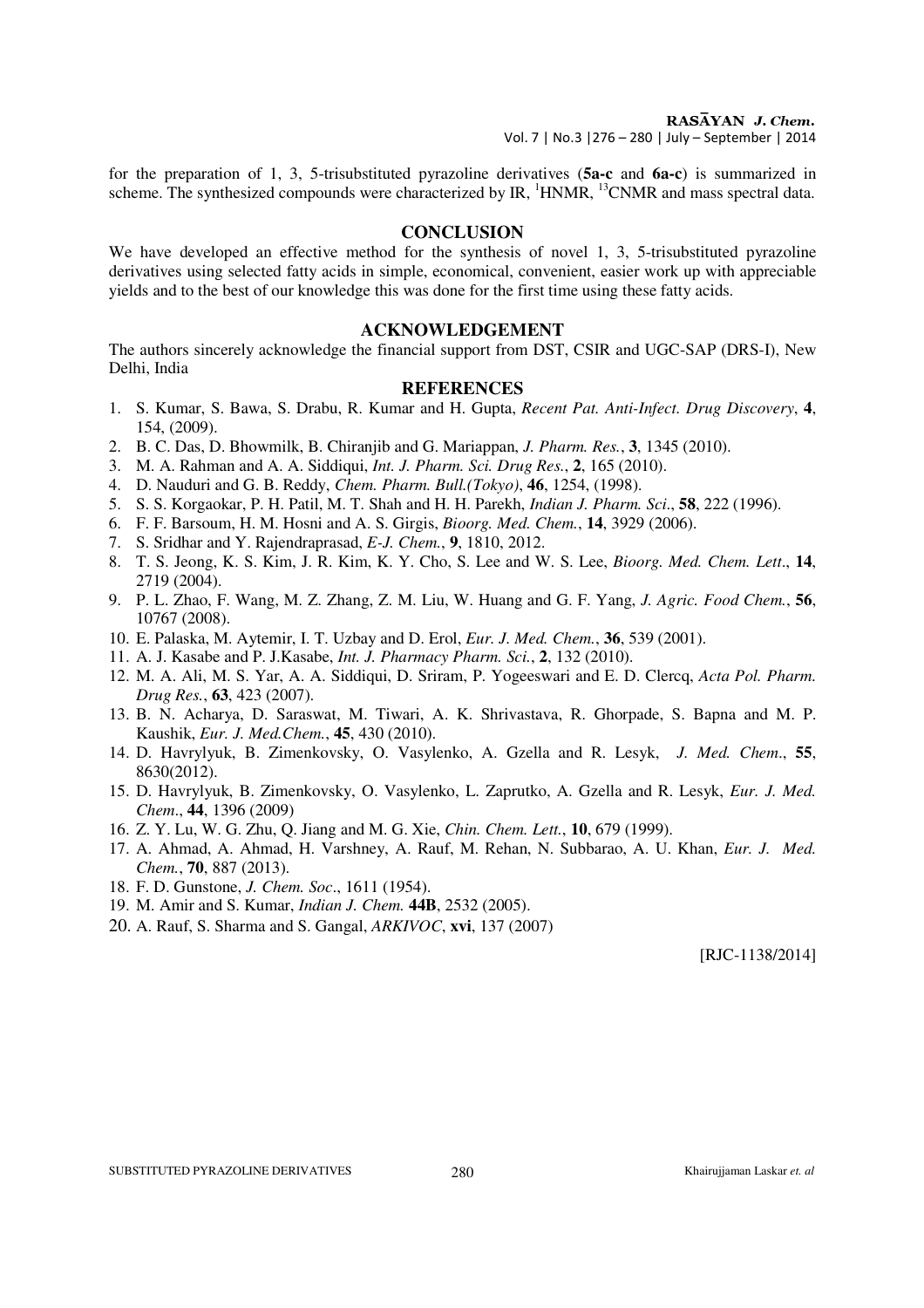for the preparation of 1, 3, 5-trisubstituted pyrazoline derivatives (**5a-c** and **6a-c**) is summarized in scheme. The synthesized compounds were characterized by IR, $^{1}$HNMR, $^{13}$CNMR and mass spectral data.

## CONCLUSION

We have developed an effective method for the synthesis of novel 1, 3, 5-trisubstituted pyrazoline derivatives using selected fatty acids in simple, economical, convenient, easier work up with appreciable yields and to the best of our knowledge this was done for the first time using these fatty acids.

## ACKNOWLEDGEMENT

The authors sincerely acknowledge the financial support from DST, CSIR and UGC-SAP (DRS-I), New Delhi, India

## REFERENCES

1. S. Kumar, S. Bawa, S. Drabu, R. Kumar and H. Gupta, *Recent Pat. Anti-Infect. Drug Discovery*, **4**, 154, (2009).
2. B. C. Das, D. Bhowmilk, B. Chiranjib and G. Mariappan, *J. Pharm. Res.*, **3**, 1345 (2010).
3. M. A. Rahman and A. A. Siddiqui, *Int. J. Pharm. Sci. Drug Res.*, **2**, 165 (2010).
4. D. Nauduri and G. B. Reddy, *Chem. Pharm. Bull.(Tokyo)*, **46**, 1254, (1998).
5. S. S. Korgaokar, P. H. Patil, M. T. Shah and H. H. Parekh, *Indian J. Pharm. Sci*., **58**, 222 (1996).
6. F. F. Barsoum, H. M. Hosni and A. S. Girgis, *Bioorg. Med. Chem.*, **14**, 3929 (2006).
7. S. Sridhar and Y. Rajendraprasad, *E-J. Chem.*, **9**, 1810, 2012.
8. T. S. Jeong, K. S. Kim, J. R. Kim, K. Y. Cho, S. Lee and W. S. Lee, *Bioorg. Med. Chem. Lett*., **14**, 2719 (2004).
9. P. L. Zhao, F. Wang, M. Z. Zhang, Z. M. Liu, W. Huang and G. F. Yang, *J. Agric. Food Chem.*, **56**, 10767 (2008).
10. E. Palaska, M. Aytemir, I. T. Uzbay and D. Erol, *Eur. J. Med. Chem.*, **36**, 539 (2001).
11. A. J. Kasabe and P. J.Kasabe, *Int. J. Pharmacy Pharm. Sci.*, **2**, 132 (2010).
12. M. A. Ali, M. S. Yar, A. A. Siddiqui, D. Sriram, P. Yogeeswari and E. D. Clercq, *Acta Pol. Pharm. Drug Res.*, **63**, 423 (2007).
13. B. N. Acharya, D. Saraswat, M. Tiwari, A. K. Shrivastava, R. Ghorpade, S. Bapna and M. P. Kaushik, *Eur. J. Med.Chem.*, **45**, 430 (2010).
14. D. Havrylyuk, B. Zimenkovsky, O. Vasylenko, A. Gzella and R. Lesyk, *J. Med. Chem*., **55**, 8630(2012).
15. D. Havrylyuk, B. Zimenkovsky, O. Vasylenko, L. Zaprutko, A. Gzella and R. Lesyk, *Eur. J. Med. Chem*., **44**, 1396 (2009)
16. Z. Y. Lu, W. G. Zhu, Q. Jiang and M. G. Xie, *Chin. Chem. Lett.*, **10**, 679 (1999).
17. A. Ahmad, A. Ahmad, H. Varshney, A. Rauf, M. Rehan, N. Subbarao, A. U. Khan, *Eur. J. Med. Chem.*, **70**, 887 (2013).
18. F. D. Gunstone, *J. Chem. Soc*., 1611 (1954).
19. M. Amir and S. Kumar, *Indian J. Chem.* **44B**, 2532 (2005).
20. A. Rauf, S. Sharma and S. Gangal, *ARKIVOC*, **xvi**, 137 (2007)

[RJC-1138/2014]